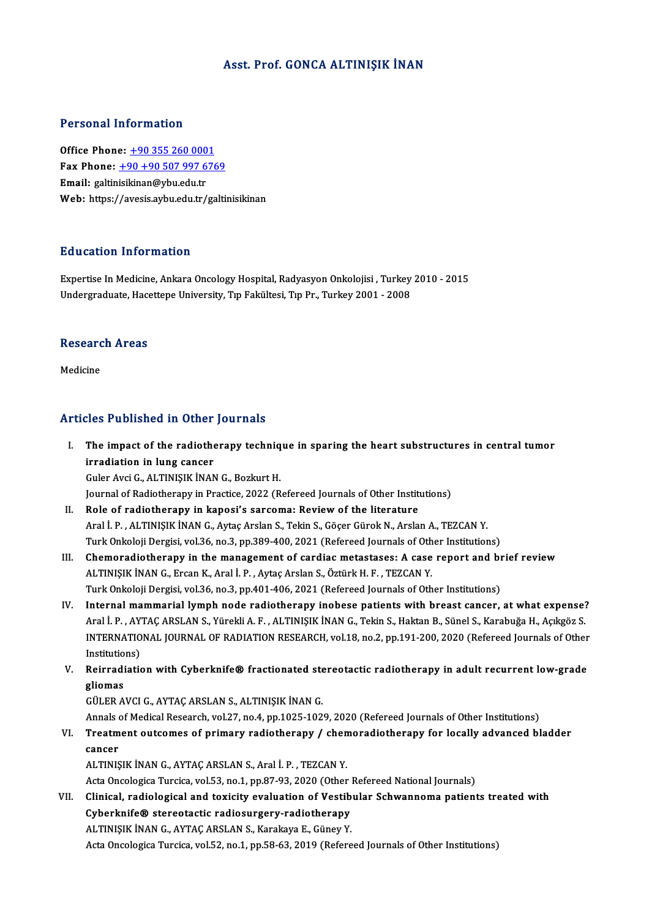# Asst. Prof. GONCA ALTINIŞIK İNAN

## Personal Information

**Office Phone:** +90 355 260 0001
**Fax Phone:** +90 +90 507 997 6769
**Email:** galtinisikinan@ybu.edu.tr
**Web:** https://avesis.aybu.edu.tr/galtinisikinan

## Education Information

Expertise In Medicine, Ankara Oncology Hospital, Radyasyon Onkolojisi , Turkey 2010 - 2015
Undergraduate, Hacettepe University, Tıp Fakültesi, Tıp Pr., Turkey 2001 - 2008

## Research Areas

Medicine

## Articles Published in Other Journals

I. **The impact of the radiotherapy technique in sparing the heart substructures in central tumor irradiation in lung cancer**
Guler Avci G., ALTINIŞIK İNAN G., Bozkurt H.
Journal of Radiotherapy in Practice, 2022 (Refereed Journals of Other Institutions)

II. **Role of radiotherapy in kaposi's sarcoma: Review of the literature**
Aral İ. P. , ALTINIŞIK İNAN G., Aytaç Arslan S., Tekin S., Göçer Gürok N., Arslan A., TEZCAN Y.
Turk Onkoloji Dergisi, vol.36, no.3, pp.389-400, 2021 (Refereed Journals of Other Institutions)

III. **Chemoradiotherapy in the management of cardiac metastases: A case report and brief review**
ALTINIŞIK İNAN G., Ercan K., Aral İ. P. , Aytaç Arslan S., Öztürk H. F. , TEZCAN Y.
Turk Onkoloji Dergisi, vol.36, no.3, pp.401-406, 2021 (Refereed Journals of Other Institutions)

IV. **Internal mammarial lymph node radiotherapy inobese patients with breast cancer, at what expense?**
Aral İ. P. , AYTAÇ ARSLAN S., Yürekli A. F. , ALTINIŞIK İNAN G., Tekin S., Haktan B., Sünel S., Karabuğa H., Açıkgöz S.
INTERNATIONAL JOURNAL OF RADIATION RESEARCH, vol.18, no.2, pp.191-200, 2020 (Refereed Journals of Other Institutions)

V. **Reirradiation with Cyberknife® fractionated stereotactic radiotherapy in adult recurrent low-grade gliomas**
GÜLER AVCI G., AYTAÇ ARSLAN S., ALTINIŞIK İNAN G.
Annals of Medical Research, vol.27, no.4, pp.1025-1029, 2020 (Refereed Journals of Other Institutions)

VI. **Treatment outcomes of primary radiotherapy / chemoradiotherapy for locally advanced bladder cancer**
ALTINIŞIK İNAN G., AYTAÇ ARSLAN S., Aral İ. P. , TEZCAN Y.
Acta Oncologica Turcica, vol.53, no.1, pp.87-93, 2020 (Other Refereed National Journals)

VII. **Clinical, radiological and toxicity evaluation of Vestibular Schwannoma patients treated with Cyberknife® stereotactic radiosurgery-radiotherapy**
ALTINIŞIK İNAN G., AYTAÇ ARSLAN S., Karakaya E., Güney Y.
Acta Oncologica Turcica, vol.52, no.1, pp.58-63, 2019 (Refereed Journals of Other Institutions)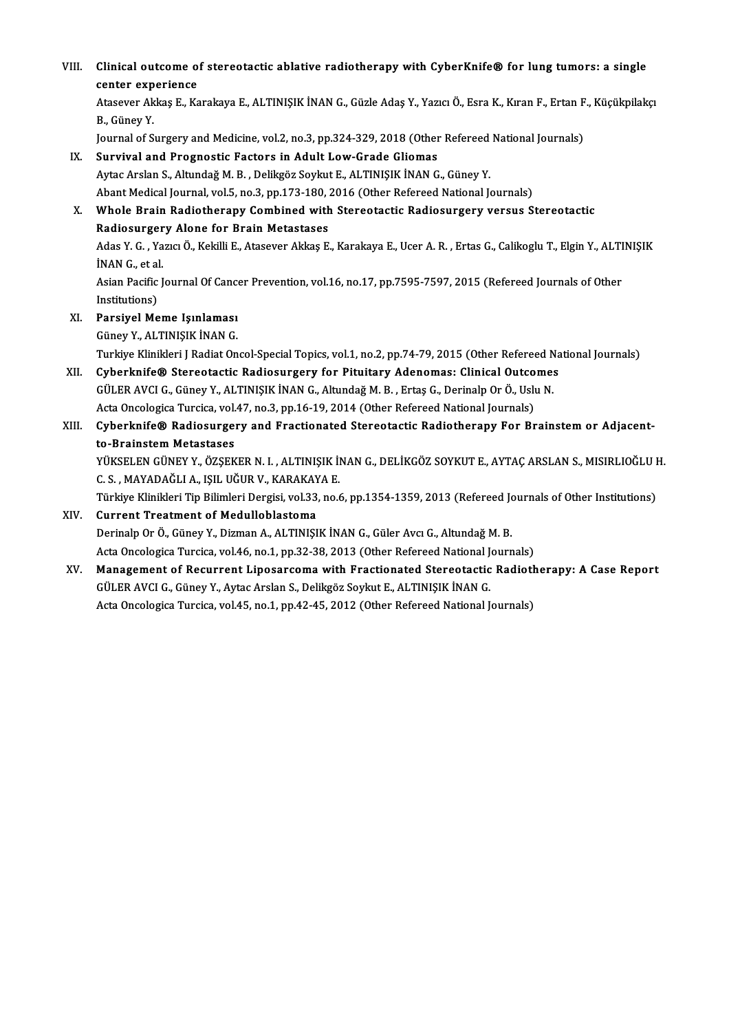VIII. **Clinical outcome of stereotactic ablative radiotherapy with CyberKnife® for lung tumors: a single center experience**
Atasever Akkaş E., Karakaya E., ALTINIŞIK İNAN G., Güzle Adaş Y., Yazıcı Ö., Esra K., Kıran F., Ertan F., Küçükpilakçı B., Güney Y.
Journal of Surgery and Medicine, vol.2, no.3, pp.324-329, 2018 (Other Refereed National Journals)

IX. **Survival and Prognostic Factors in Adult Low-Grade Gliomas**
Aytac Arslan S., Altundağ M. B. , Delikgöz Soykut E., ALTINIŞIK İNAN G., Güney Y.
Abant Medical Journal, vol.5, no.3, pp.173-180, 2016 (Other Refereed National Journals)

X. **Whole Brain Radiotherapy Combined with Stereotactic Radiosurgery versus Stereotactic Radiosurgery Alone for Brain Metastases**
Adas Y. G. , Yazıcı Ö., Kekilli E., Atasever Akkaş E., Karakaya E., Ucer A. R. , Ertas G., Calikoglu T., Elgin Y., ALTINIŞIK İNAN G., et al.
Asian Pacific Journal Of Cancer Prevention, vol.16, no.17, pp.7595-7597, 2015 (Refereed Journals of Other Institutions)

XI. **Parsiyel Meme Işınlaması**
Güney Y., ALTINIŞIK İNAN G.
Turkiye Klinikleri J Radiat Oncol-Special Topics, vol.1, no.2, pp.74-79, 2015 (Other Refereed National Journals)

XII. **Cyberknife® Stereotactic Radiosurgery for Pituitary Adenomas: Clinical Outcomes**
GÜLER AVCI G., Güney Y., ALTINIŞIK İNAN G., Altundağ M. B. , Ertaş G., Derinalp Or Ö., Uslu N.
Acta Oncologica Turcica, vol.47, no.3, pp.16-19, 2014 (Other Refereed National Journals)

XIII. **Cyberknife® Radiosurgery and Fractionated Stereotactic Radiotherapy For Brainstem or Adjacent-to-Brainstem Metastases**
YÜKSELEN GÜNEY Y., ÖZŞEKER N. I. , ALTINIŞIK İNAN G., DELİKGÖZ SOYKUT E., AYTAÇ ARSLAN S., MISIRLIOĞLU H. C. S. , MAYADAĞLI A., IŞIL UĞUR V., KARAKAYA E.
Türkiye Klinikleri Tip Bilimleri Dergisi, vol.33, no.6, pp.1354-1359, 2013 (Refereed Journals of Other Institutions)

XIV. **Current Treatment of Medulloblastoma**
Derinalp Or Ö., Güney Y., Dizman A., ALTINIŞIK İNAN G., Güler Avcı G., Altundağ M. B.
Acta Oncologica Turcica, vol.46, no.1, pp.32-38, 2013 (Other Refereed National Journals)

XV. **Management of Recurrent Liposarcoma with Fractionated Stereotactic Radiotherapy: A Case Report**
GÜLER AVCI G., Güney Y., Aytac Arslan S., Delikgöz Soykut E., ALTINIŞIK İNAN G.
Acta Oncologica Turcica, vol.45, no.1, pp.42-45, 2012 (Other Refereed National Journals)